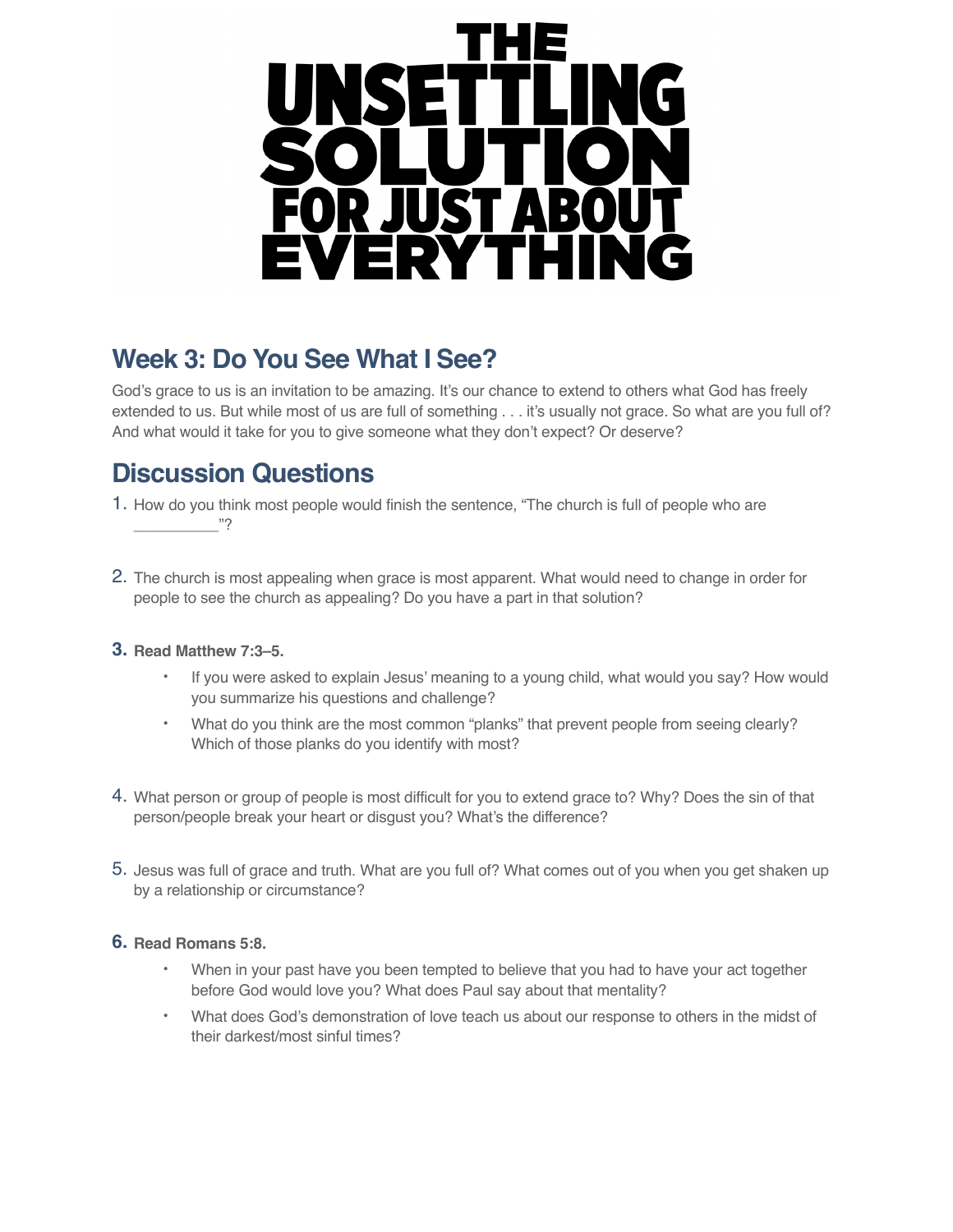# THE UNSETTLING SOLUTION FOR JUST ABOUT EVERYTHING

## Week 3: Do You See What I See?

God's grace to us is an invitation to be amazing. It's our chance to extend to others what God has freely extended to us. But while most of us are full of something . . . it's usually not grace. So what are you full of? And what would it take for you to give someone what they don't expect? Or deserve?

## Discussion Questions

1. How do you think most people would finish the sentence, "The church is full of people who are __________"?

2. The church is most appealing when grace is most apparent. What would need to change in order for people to see the church as appealing? Do you have a part in that solution?

3. **Read Matthew 7:3–5.**
   - If you were asked to explain Jesus' meaning to a young child, what would you say? How would you summarize his questions and challenge?
   - What do you think are the most common "planks" that prevent people from seeing clearly? Which of those planks do you identify with most?

4. What person or group of people is most difficult for you to extend grace to? Why? Does the sin of that person/people break your heart or disgust you? What's the difference?

5. Jesus was full of grace and truth. What are you full of? What comes out of you when you get shaken up by a relationship or circumstance?

6. **Read Romans 5:8.**
   - When in your past have you been tempted to believe that you had to have your act together before God would love you? What does Paul say about that mentality?
   - What does God's demonstration of love teach us about our response to others in the midst of their darkest/most sinful times?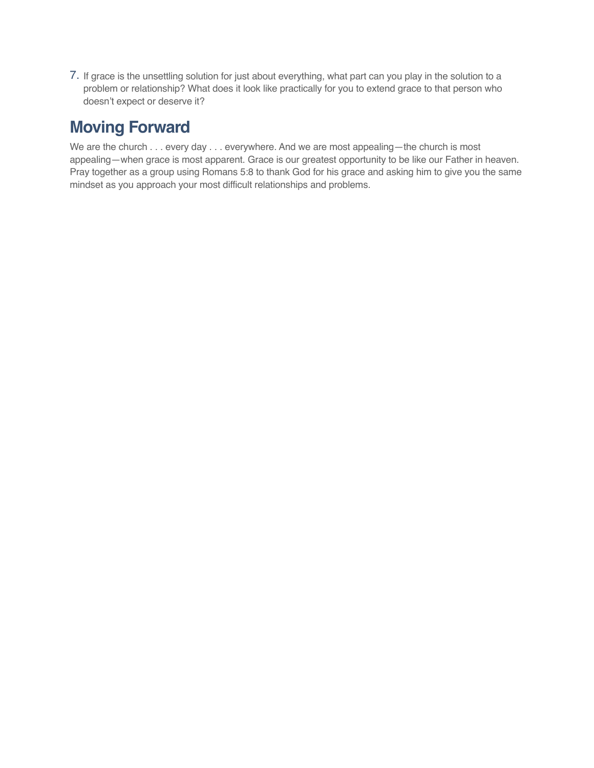7. If grace is the unsettling solution for just about everything, what part can you play in the solution to a problem or relationship? What does it look like practically for you to extend grace to that person who doesn't expect or deserve it?

## Moving Forward

We are the church . . . every day . . . everywhere. And we are most appealing—the church is most appealing—when grace is most apparent. Grace is our greatest opportunity to be like our Father in heaven. Pray together as a group using Romans 5:8 to thank God for his grace and asking him to give you the same mindset as you approach your most difficult relationships and problems.